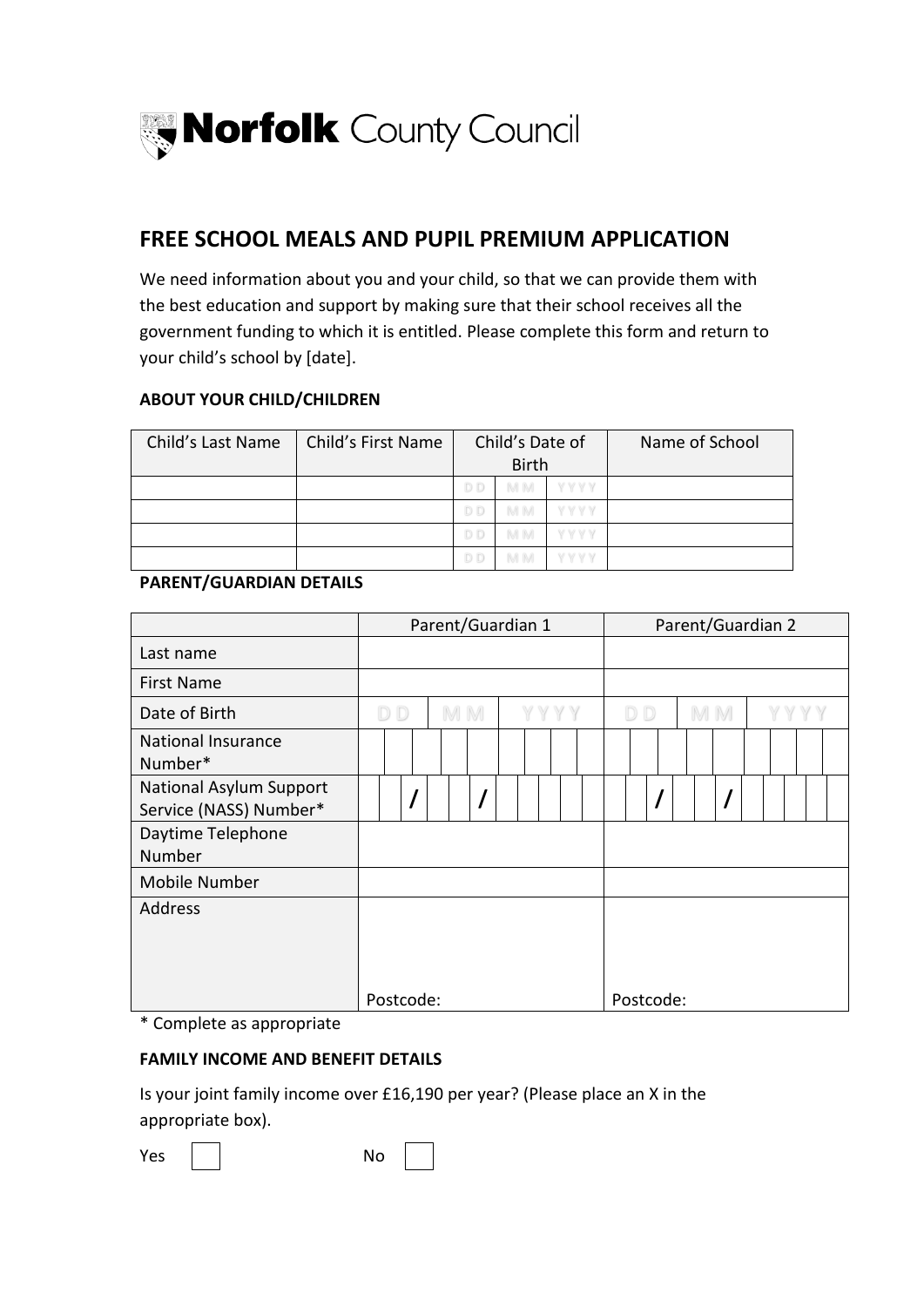**Norfolk** County Council

## FREE SCHOOL MEALS AND PUPIL PREMIUM APPLICATION

We need information about you and your child, so that we can provide them with the best education and support by making sure that their school receives all the government funding to which it is entitled. Please complete this form and return to your child's school by [date].

### ABOUT YOUR CHILD/CHILDREN

| Child's Last Name | Child's First Name | Child's Date of Birth | | | Name of School |
|---|---|---|---|---|---|
| | | DD | MM | YYYY | |
| | | DD | MM | YYYY | |
| | | DD | MM | YYYY | |
| | | DD | MM | YYYY | |

### PARENT/GUARDIAN DETAILS

| | Parent/Guardian 1 | Parent/Guardian 2 |
|---|---|---|
| Last name | | |
| First Name | | |
| Date of Birth | DD MM YYYY | DD MM YYYY |
| National Insurance Number* | | |
| National Asylum Support Service (NASS) Number* | / / | / / |
| Daytime Telephone Number | | |
| Mobile Number | | |
| Address | Postcode: | Postcode: |

* Complete as appropriate

### FAMILY INCOME AND BENEFIT DETAILS

Is your joint family income over £16,190 per year? (Please place an X in the appropriate box).

Yes ☐ No ☐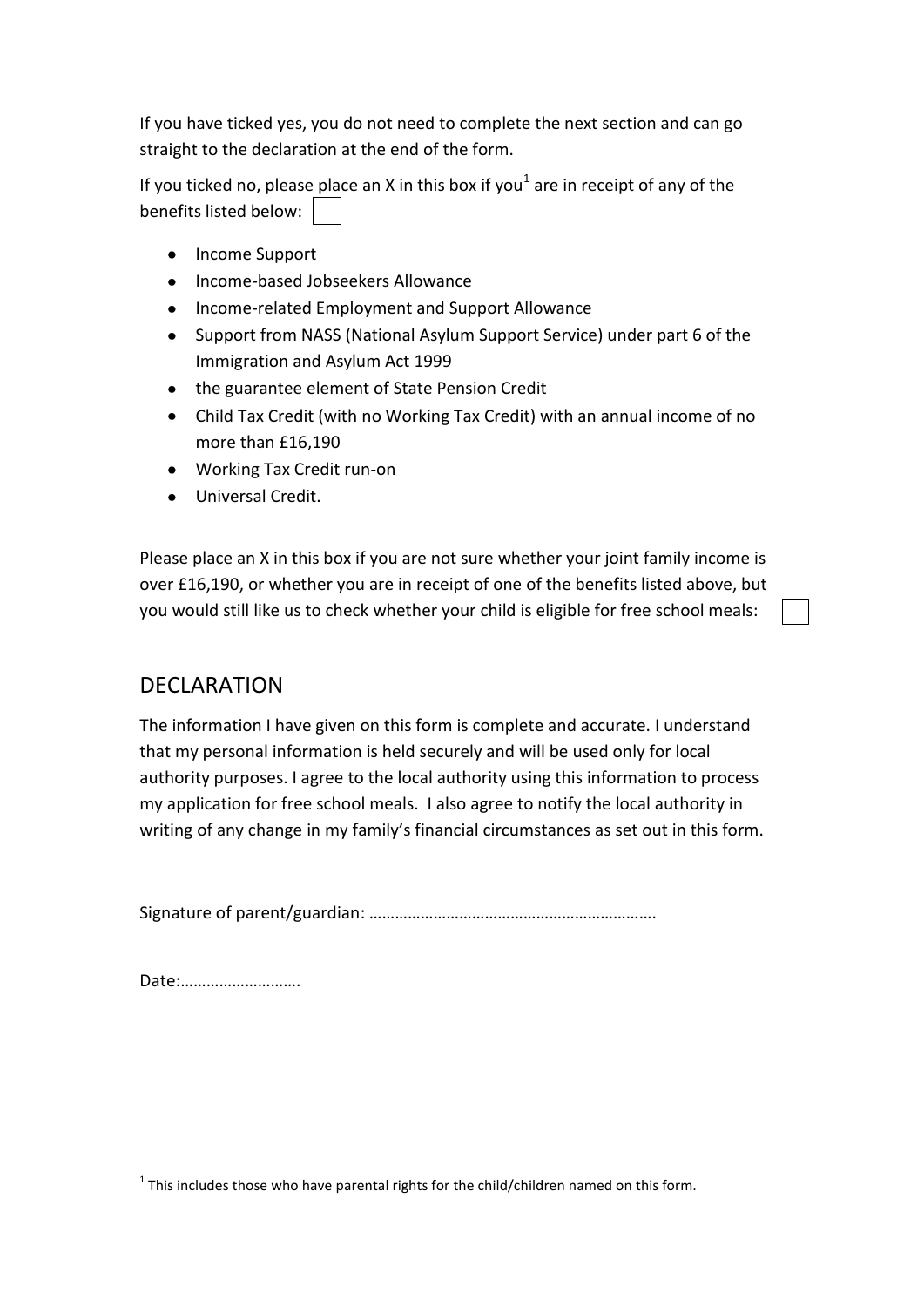If you have ticked yes, you do not need to complete the next section and can go straight to the declaration at the end of the form.

If you ticked no, please place an X in this box if you[1] are in receipt of any of the benefits listed below: ☐

- Income Support
- Income-based Jobseekers Allowance
- Income-related Employment and Support Allowance
- Support from NASS (National Asylum Support Service) under part 6 of the Immigration and Asylum Act 1999
- the guarantee element of State Pension Credit
- Child Tax Credit (with no Working Tax Credit) with an annual income of no more than £16,190
- Working Tax Credit run-on
- Universal Credit.

Please place an X in this box if you are not sure whether your joint family income is over £16,190, or whether you are in receipt of one of the benefits listed above, but you would still like us to check whether your child is eligible for free school meals: ☐

## DECLARATION

The information I have given on this form is complete and accurate. I understand that my personal information is held securely and will be used only for local authority purposes. I agree to the local authority using this information to process my application for free school meals. I also agree to notify the local authority in writing of any change in my family's financial circumstances as set out in this form.

Signature of parent/guardian: ………………………………………………………….

Date:……………………….

[1] This includes those who have parental rights for the child/children named on this form.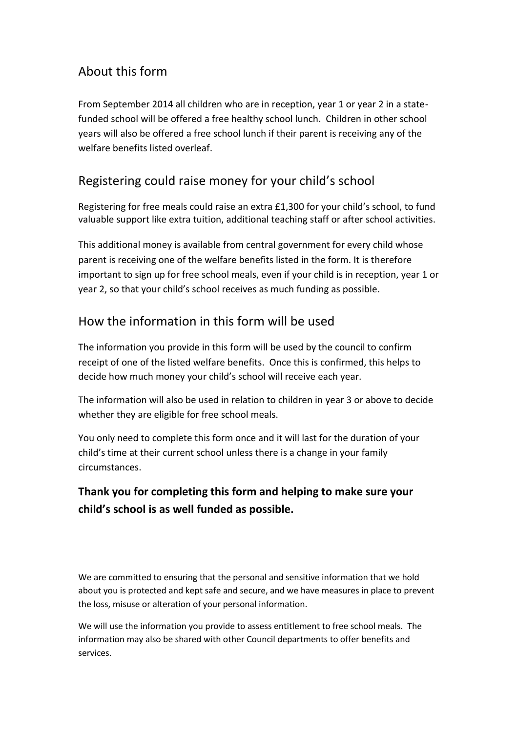## About this form

From September 2014 all children who are in reception, year 1 or year 2 in a state-funded school will be offered a free healthy school lunch. Children in other school years will also be offered a free school lunch if their parent is receiving any of the welfare benefits listed overleaf.

## Registering could raise money for your child's school

Registering for free meals could raise an extra £1,300 for your child's school, to fund valuable support like extra tuition, additional teaching staff or after school activities.

This additional money is available from central government for every child whose parent is receiving one of the welfare benefits listed in the form. It is therefore important to sign up for free school meals, even if your child is in reception, year 1 or year 2, so that your child's school receives as much funding as possible.

## How the information in this form will be used

The information you provide in this form will be used by the council to confirm receipt of one of the listed welfare benefits. Once this is confirmed, this helps to decide how much money your child's school will receive each year.

The information will also be used in relation to children in year 3 or above to decide whether they are eligible for free school meals.

You only need to complete this form once and it will last for the duration of your child's time at their current school unless there is a change in your family circumstances.

### Thank you for completing this form and helping to make sure your child's school is as well funded as possible.

We are committed to ensuring that the personal and sensitive information that we hold about you is protected and kept safe and secure, and we have measures in place to prevent the loss, misuse or alteration of your personal information.

We will use the information you provide to assess entitlement to free school meals. The information may also be shared with other Council departments to offer benefits and services.